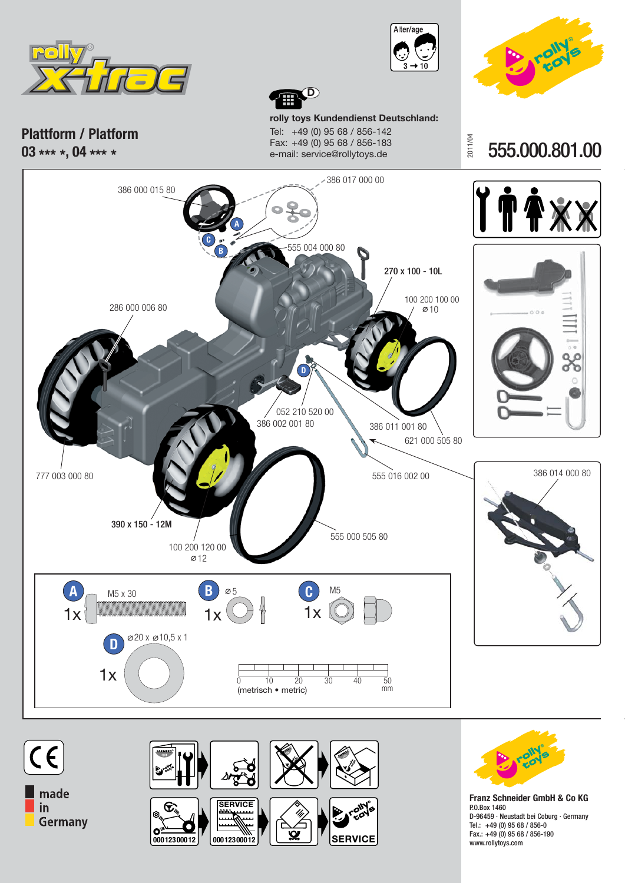rolly x-trac

Alter/age 3 → 10

## Plattform / Platform

**03 \*\*\* \*, 04 \*\*\* \***

D

**rolly toys Kundendienst Deutschland:**

Tel: +49 (0) 95 68 / 856-142
Fax: +49 (0) 95 68 / 856-183
e-mail: service@rollytoys.de

2011/04

# 555.000.801.00

386 000 015 80

386 017 000 00

A

C

B

555 004 000 80

270 x 100 - 10L

100 200 100 00
⌀10

286 000 006 80

D

052 210 520 00

386 002 001 80

386 011 001 80

621 000 505 80

777 003 000 80

555 016 002 00

386 014 000 80

**390 x 150 - 12M**

555 000 505 80

100 200 120 00
⌀12

| | | |
|---|---|---|
| A 1x M5 x 30 | B 1x ⌀5 | C 1x M5 |
| D 1x ⌀20 x ⌀10,5 x 1 | | |

0 10 20 30 40 50 mm
(metrisch • metric)

made in Germany

000123000012

SERVICE 000123000012

SERVICE

**Franz Schneider GmbH & Co KG**
P.O.Box 1460
D-96459 · Neustadt bei Coburg · Germany
Tel.: +49 (0) 95 68 / 856-0
Fax.: +49 (0) 95 68 / 856-190
www.rollytoys.com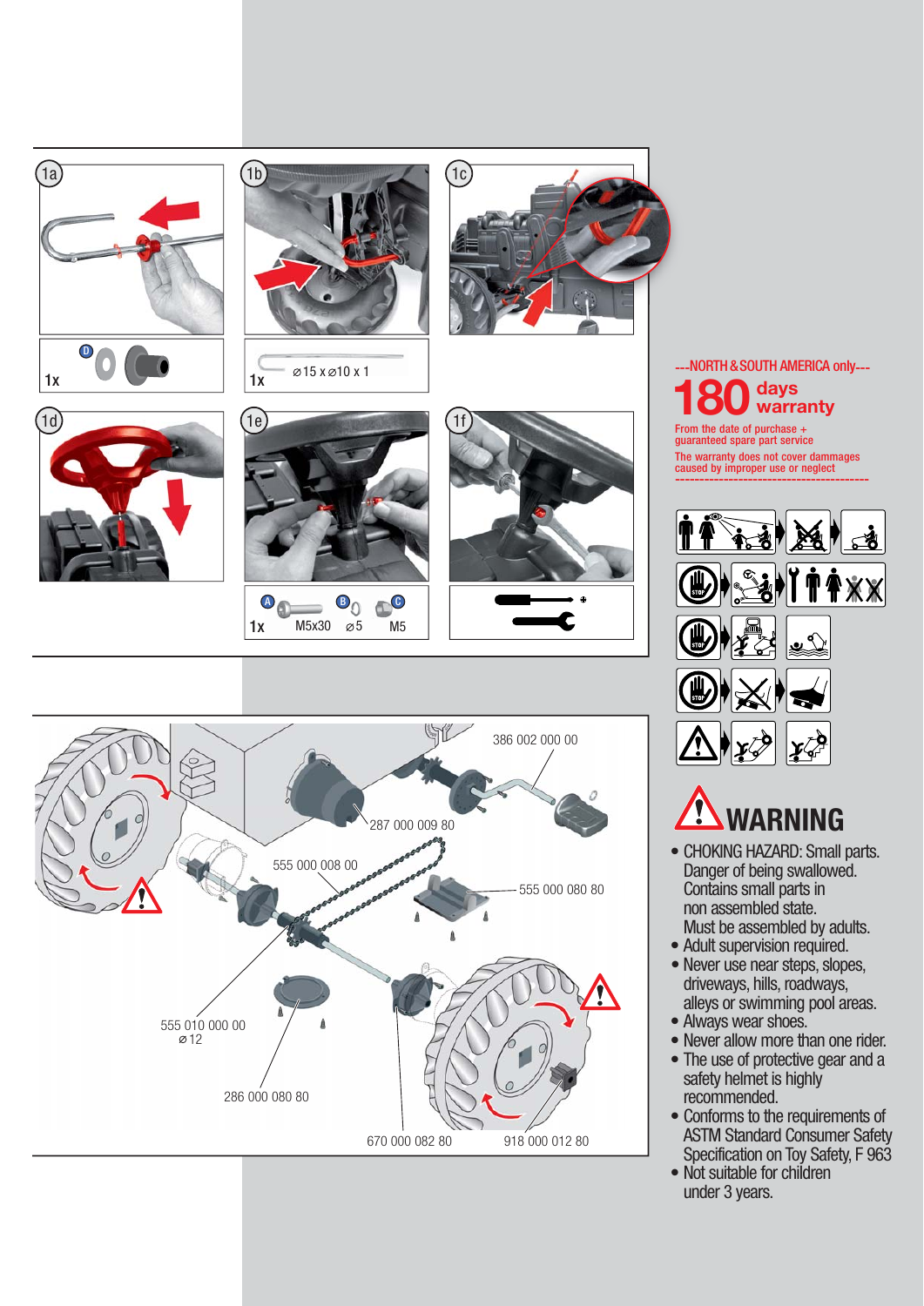1a

1x ⓓ

1b

1x ⌀15 x ⌀10 x 1

1c

1d

1e

1x Ⓐ M5x30 Ⓑ ⌀5 Ⓒ M5

1f

386 002 000 00

287 000 009 80

555 000 008 00

555 000 080 80

555 010 000 00
⌀12

286 000 080 80

670 000 082 80

918 000 012 80

---NORTH & SOUTH AMERICA only---

**180 days warranty**

From the date of purchase + guaranteed spare part service

The warranty does not cover dammages caused by improper use or neglect

# WARNING

- CHOKING HAZARD: Small parts. Danger of being swallowed. Contains small parts in non assembled state. Must be assembled by adults.
- Adult supervision required.
- Never use near steps, slopes, driveways, hills, roadways, alleys or swimming pool areas.
- Always wear shoes.
- Never allow more than one rider.
- The use of protective gear and a safety helmet is highly recommended.
- Conforms to the requirements of ASTM Standard Consumer Safety Specification on Toy Safety, F 963
- Not suitable for children under 3 years.